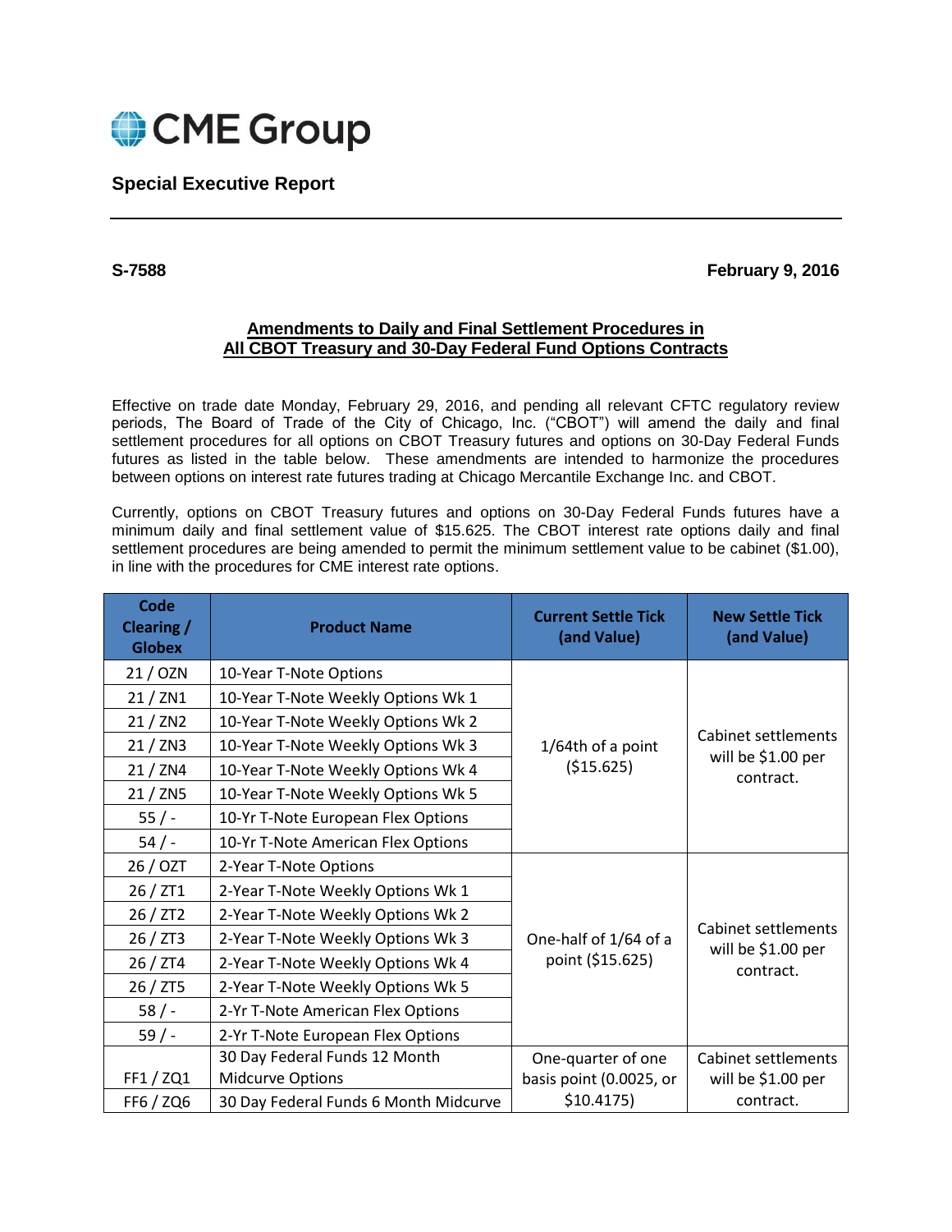CME Group

**Special Executive Report**

---

**S-7588** **February 9, 2016**

## Amendments to Daily and Final Settlement Procedures in All CBOT Treasury and 30-Day Federal Fund Options Contracts

Effective on trade date Monday, February 29, 2016, and pending all relevant CFTC regulatory review periods, The Board of Trade of the City of Chicago, Inc. ("CBOT") will amend the daily and final settlement procedures for all options on CBOT Treasury futures and options on 30-Day Federal Funds futures as listed in the table below. These amendments are intended to harmonize the procedures between options on interest rate futures trading at Chicago Mercantile Exchange Inc. and CBOT.

Currently, options on CBOT Treasury futures and options on 30-Day Federal Funds futures have a minimum daily and final settlement value of $15.625. The CBOT interest rate options daily and final settlement procedures are being amended to permit the minimum settlement value to be cabinet ($1.00), in line with the procedures for CME interest rate options.

| Code Clearing / Globex | Product Name | Current Settle Tick (and Value) | New Settle Tick (and Value) |
|---|---|---|---|
| 21 / OZN | 10-Year T-Note Options | 1/64th of a point ($15.625) | Cabinet settlements will be $1.00 per contract. |
| 21 / ZN1 | 10-Year T-Note Weekly Options Wk 1 | | |
| 21 / ZN2 | 10-Year T-Note Weekly Options Wk 2 | | |
| 21 / ZN3 | 10-Year T-Note Weekly Options Wk 3 | | |
| 21 / ZN4 | 10-Year T-Note Weekly Options Wk 4 | | |
| 21 / ZN5 | 10-Year T-Note Weekly Options Wk 5 | | |
| 55 / - | 10-Yr T-Note European Flex Options | | |
| 54 / - | 10-Yr T-Note American Flex Options | | |
| 26 / OZT | 2-Year T-Note Options | One-half of 1/64 of a point ($15.625) | Cabinet settlements will be $1.00 per contract. |
| 26 / ZT1 | 2-Year T-Note Weekly Options Wk 1 | | |
| 26 / ZT2 | 2-Year T-Note Weekly Options Wk 2 | | |
| 26 / ZT3 | 2-Year T-Note Weekly Options Wk 3 | | |
| 26 / ZT4 | 2-Year T-Note Weekly Options Wk 4 | | |
| 26 / ZT5 | 2-Year T-Note Weekly Options Wk 5 | | |
| 58 / - | 2-Yr T-Note American Flex Options | | |
| 59 / - | 2-Yr T-Note European Flex Options | | |
| FF1 / ZQ1 | 30 Day Federal Funds 12 Month Midcurve Options | One-quarter of one basis point (0.0025, or $10.4175) | Cabinet settlements will be $1.00 per contract. |
| FF6 / ZQ6 | 30 Day Federal Funds 6 Month Midcurve | | |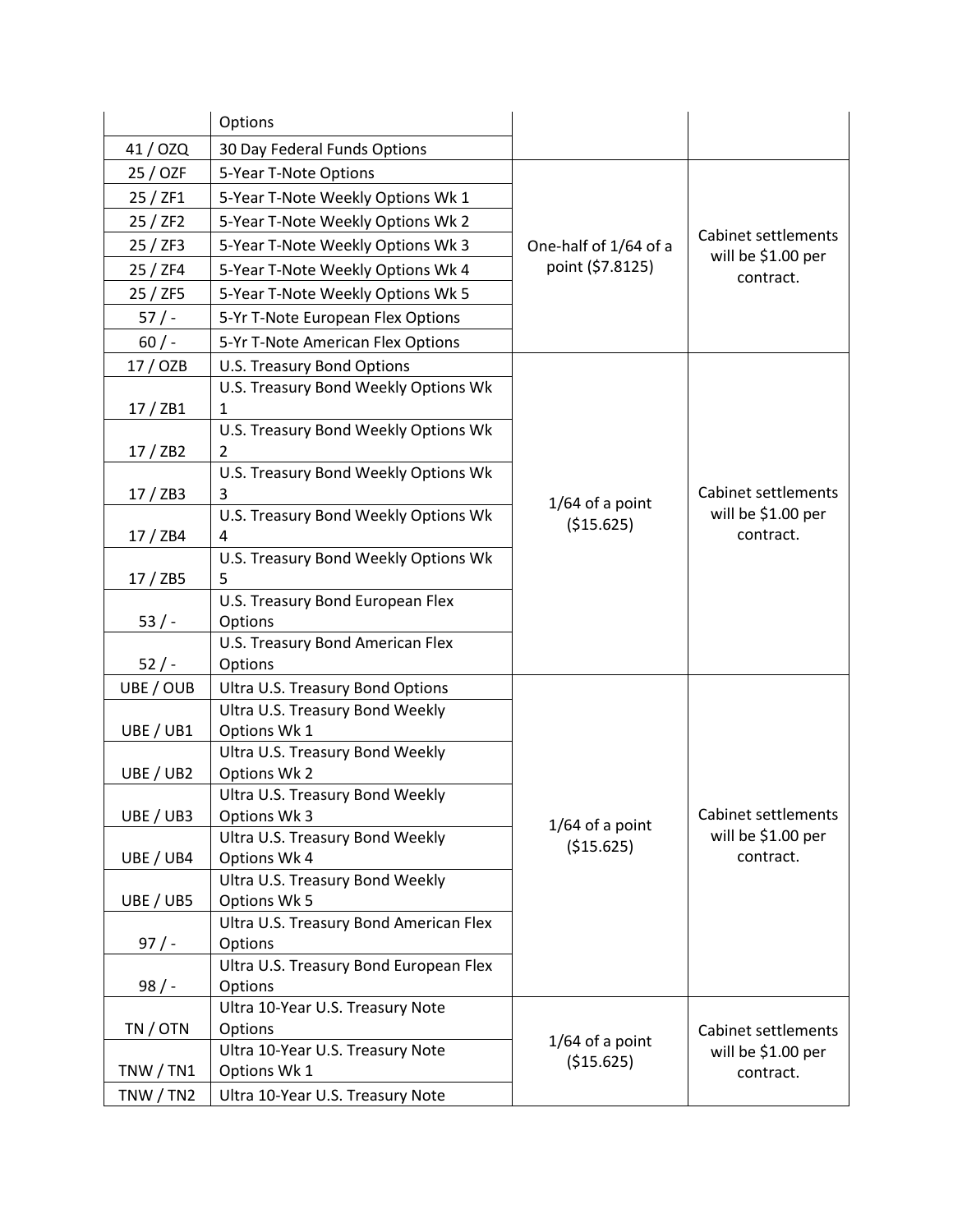| | Options | | |
|---|---|---|---|
| 41 / OZQ | 30 Day Federal Funds Options | | |
| 25 / OZF | 5-Year T-Note Options | One-half of 1/64 of a point ($7.8125) | Cabinet settlements will be $1.00 per contract. |
| 25 / ZF1 | 5-Year T-Note Weekly Options Wk 1 | | |
| 25 / ZF2 | 5-Year T-Note Weekly Options Wk 2 | | |
| 25 / ZF3 | 5-Year T-Note Weekly Options Wk 3 | | |
| 25 / ZF4 | 5-Year T-Note Weekly Options Wk 4 | | |
| 25 / ZF5 | 5-Year T-Note Weekly Options Wk 5 | | |
| 57 / - | 5-Yr T-Note European Flex Options | | |
| 60 / - | 5-Yr T-Note American Flex Options | | |
| 17 / OZB | U.S. Treasury Bond Options | 1/64 of a point ($15.625) | Cabinet settlements will be $1.00 per contract. |
| 17 / ZB1 | U.S. Treasury Bond Weekly Options Wk 1 | | |
| 17 / ZB2 | U.S. Treasury Bond Weekly Options Wk 2 | | |
| 17 / ZB3 | U.S. Treasury Bond Weekly Options Wk 3 | | |
| 17 / ZB4 | U.S. Treasury Bond Weekly Options Wk 4 | | |
| 17 / ZB5 | U.S. Treasury Bond Weekly Options Wk 5 | | |
| 53 / - | U.S. Treasury Bond European Flex Options | | |
| 52 / - | U.S. Treasury Bond American Flex Options | | |
| UBE / OUB | Ultra U.S. Treasury Bond Options | 1/64 of a point ($15.625) | Cabinet settlements will be $1.00 per contract. |
| UBE / UB1 | Ultra U.S. Treasury Bond Weekly Options Wk 1 | | |
| UBE / UB2 | Ultra U.S. Treasury Bond Weekly Options Wk 2 | | |
| UBE / UB3 | Ultra U.S. Treasury Bond Weekly Options Wk 3 | | |
| UBE / UB4 | Ultra U.S. Treasury Bond Weekly Options Wk 4 | | |
| UBE / UB5 | Ultra U.S. Treasury Bond Weekly Options Wk 5 | | |
| 97 / - | Ultra U.S. Treasury Bond American Flex Options | | |
| 98 / - | Ultra U.S. Treasury Bond European Flex Options | | |
| TN / OTN | Ultra 10-Year U.S. Treasury Note Options | 1/64 of a point ($15.625) | Cabinet settlements will be $1.00 per contract. |
| TNW / TN1 | Ultra 10-Year U.S. Treasury Note Options Wk 1 | | |
| TNW / TN2 | Ultra 10-Year U.S. Treasury Note | | |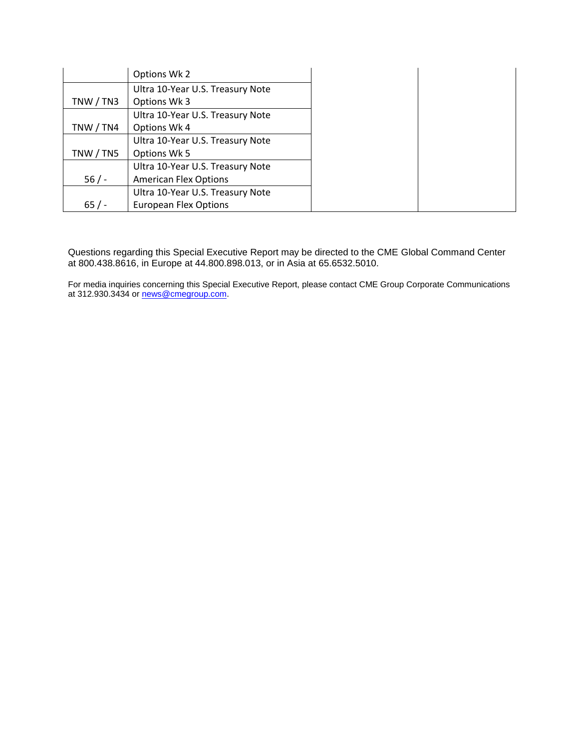| | | | |
|---|---|---|---|
| | Options Wk 2 | | |
| TNW / TN3 | Ultra 10-Year U.S. Treasury Note Options Wk 3 | | |
| TNW / TN4 | Ultra 10-Year U.S. Treasury Note Options Wk 4 | | |
| TNW / TN5 | Ultra 10-Year U.S. Treasury Note Options Wk 5 | | |
| 56 / - | Ultra 10-Year U.S. Treasury Note American Flex Options | | |
| 65 / - | Ultra 10-Year U.S. Treasury Note European Flex Options | | |

Questions regarding this Special Executive Report may be directed to the CME Global Command Center at 800.438.8616, in Europe at 44.800.898.013, or in Asia at 65.6532.5010.

For media inquiries concerning this Special Executive Report, please contact CME Group Corporate Communications at 312.930.3434 or news@cmegroup.com.